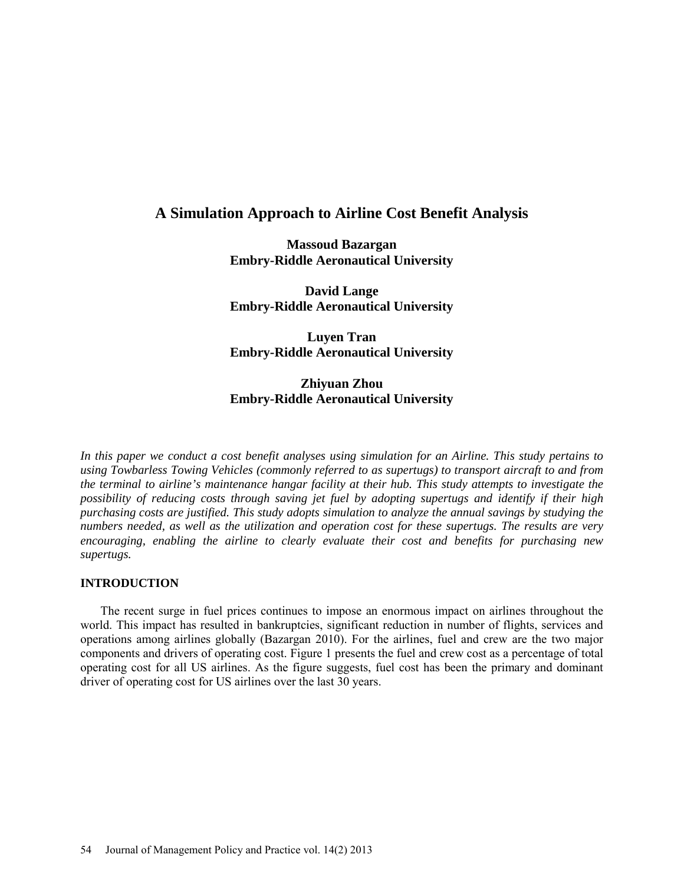# A Simulation Approach to Airline Cost Benefit Analysis

**Massoud Bazargan**
**Embry-Riddle Aeronautical University**

**David Lange**
**Embry-Riddle Aeronautical University**

**Luyen Tran**
**Embry-Riddle Aeronautical University**

**Zhiyuan Zhou**
**Embry-Riddle Aeronautical University**

*In this paper we conduct a cost benefit analyses using simulation for an Airline. This study pertains to using Towbarless Towing Vehicles (commonly referred to as supertugs) to transport aircraft to and from the terminal to airline's maintenance hangar facility at their hub. This study attempts to investigate the possibility of reducing costs through saving jet fuel by adopting supertugs and identify if their high purchasing costs are justified. This study adopts simulation to analyze the annual savings by studying the numbers needed, as well as the utilization and operation cost for these supertugs. The results are very encouraging, enabling the airline to clearly evaluate their cost and benefits for purchasing new supertugs.*

## INTRODUCTION

The recent surge in fuel prices continues to impose an enormous impact on airlines throughout the world. This impact has resulted in bankruptcies, significant reduction in number of flights, services and operations among airlines globally (Bazargan 2010). For the airlines, fuel and crew are the two major components and drivers of operating cost. Figure 1 presents the fuel and crew cost as a percentage of total operating cost for all US airlines. As the figure suggests, fuel cost has been the primary and dominant driver of operating cost for US airlines over the last 30 years.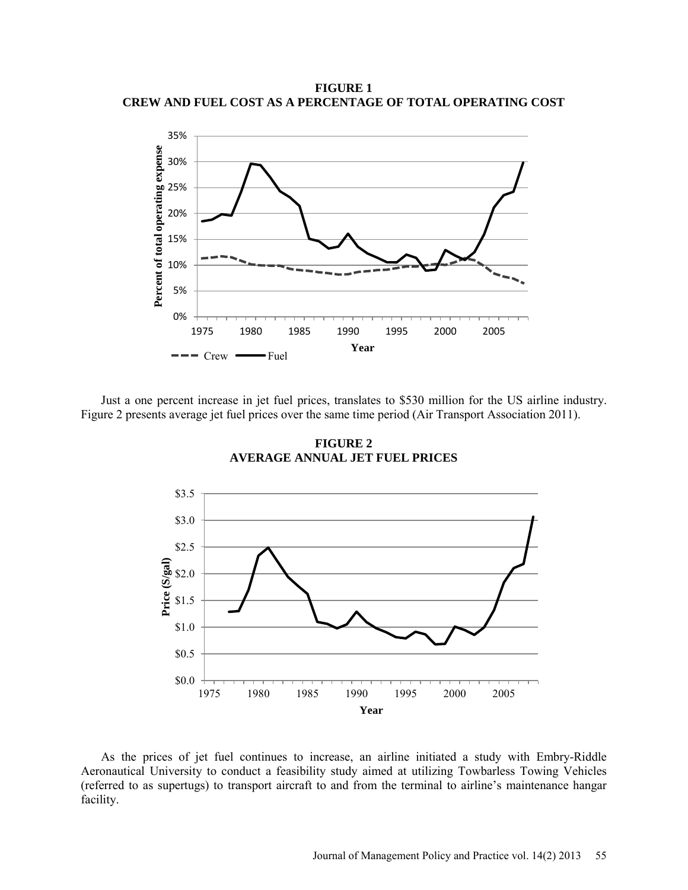**FIGURE 1**
**CREW AND FUEL COST AS A PERCENTAGE OF TOTAL OPERATING COST**

Just a one percent increase in jet fuel prices, translates to \$530 million for the US airline industry. Figure 2 presents average jet fuel prices over the same time period (Air Transport Association 2011).

**FIGURE 2**
**AVERAGE ANNUAL JET FUEL PRICES**

As the prices of jet fuel continues to increase, an airline initiated a study with Embry-Riddle Aeronautical University to conduct a feasibility study aimed at utilizing Towbarless Towing Vehicles (referred to as supertugs) to transport aircraft to and from the terminal to airline's maintenance hangar facility.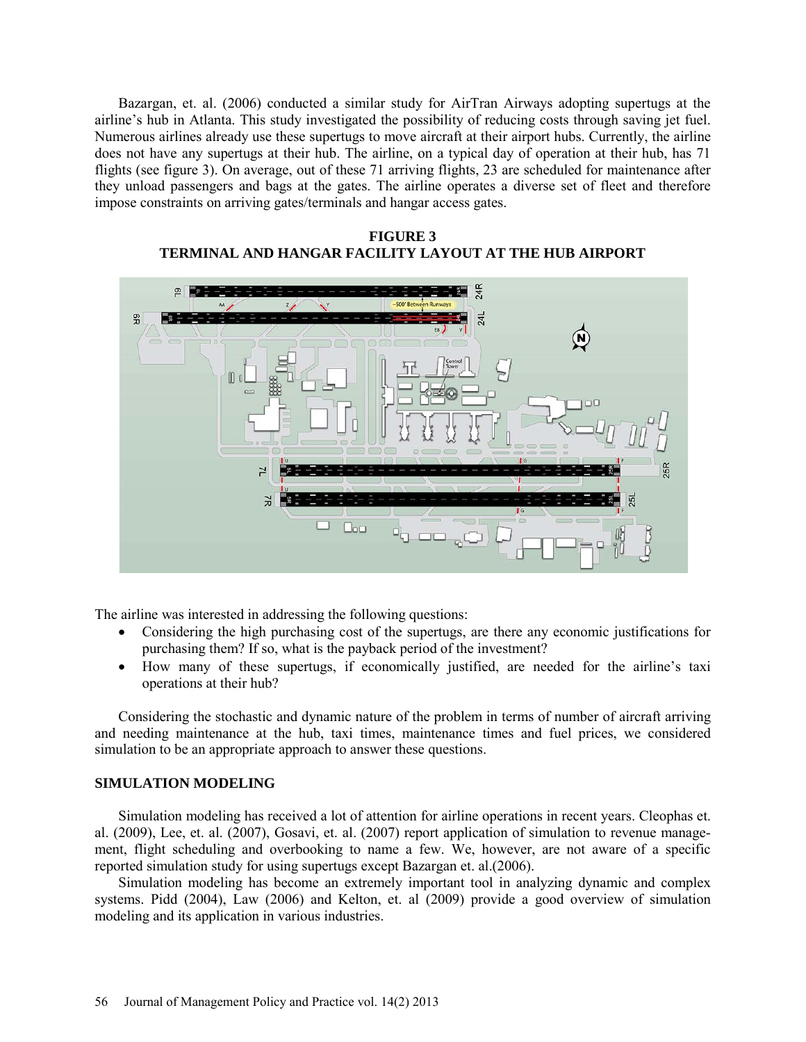Bazargan, et. al. (2006) conducted a similar study for AirTran Airways adopting supertugs at the airline's hub in Atlanta. This study investigated the possibility of reducing costs through saving jet fuel. Numerous airlines already use these supertugs to move aircraft at their airport hubs. Currently, the airline does not have any supertugs at their hub. The airline, on a typical day of operation at their hub, has 71 flights (see figure 3). On average, out of these 71 arriving flights, 23 are scheduled for maintenance after they unload passengers and bags at the gates. The airline operates a diverse set of fleet and therefore impose constraints on arriving gates/terminals and hangar access gates.

**FIGURE 3**
**TERMINAL AND HANGAR FACILITY LAYOUT AT THE HUB AIRPORT**

The airline was interested in addressing the following questions:

- Considering the high purchasing cost of the supertugs, are there any economic justifications for purchasing them? If so, what is the payback period of the investment?
- How many of these supertugs, if economically justified, are needed for the airline's taxi operations at their hub?

Considering the stochastic and dynamic nature of the problem in terms of number of aircraft arriving and needing maintenance at the hub, taxi times, maintenance times and fuel prices, we considered simulation to be an appropriate approach to answer these questions.

## SIMULATION MODELING

Simulation modeling has received a lot of attention for airline operations in recent years. Cleophas et. al. (2009), Lee, et. al. (2007), Gosavi, et. al. (2007) report application of simulation to revenue management, flight scheduling and overbooking to name a few. We, however, are not aware of a specific reported simulation study for using supertugs except Bazargan et. al.(2006).

Simulation modeling has become an extremely important tool in analyzing dynamic and complex systems. Pidd (2004), Law (2006) and Kelton, et. al (2009) provide a good overview of simulation modeling and its application in various industries.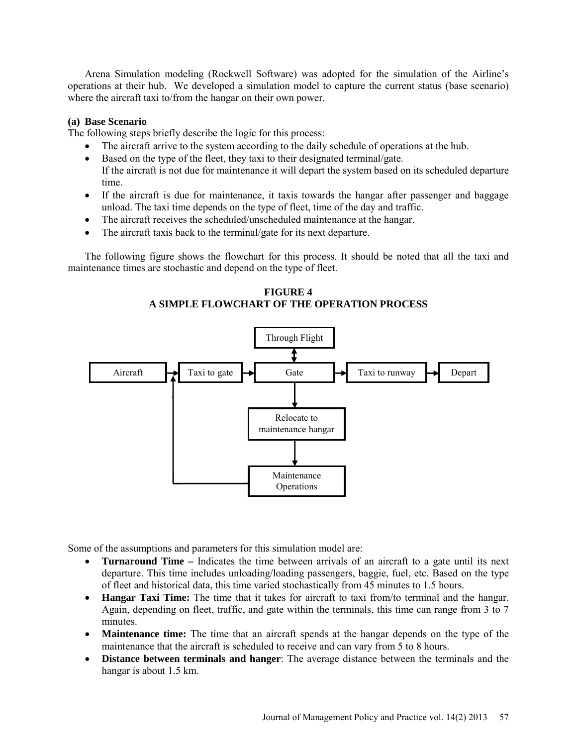Arena Simulation modeling (Rockwell Software) was adopted for the simulation of the Airline's operations at their hub. We developed a simulation model to capture the current status (base scenario) where the aircraft taxi to/from the hangar on their own power.

**(a) Base Scenario**

The following steps briefly describe the logic for this process:

- The aircraft arrive to the system according to the daily schedule of operations at the hub.
- Based on the type of the fleet, they taxi to their designated terminal/gate.
  If the aircraft is not due for maintenance it will depart the system based on its scheduled departure time.
- If the aircraft is due for maintenance, it taxis towards the hangar after passenger and baggage unload. The taxi time depends on the type of fleet, time of the day and traffic.
- The aircraft receives the scheduled/unscheduled maintenance at the hangar.
- The aircraft taxis back to the terminal/gate for its next departure.

The following figure shows the flowchart for this process. It should be noted that all the taxi and maintenance times are stochastic and depend on the type of fleet.

**FIGURE 4**
**A SIMPLE FLOWCHART OF THE OPERATION PROCESS**

Through Flight

Aircraft → Taxi to gate → Gate → Taxi to runway → Depart

Relocate to maintenance hangar

Maintenance Operations

Some of the assumptions and parameters for this simulation model are:

- **Turnaround Time –** Indicates the time between arrivals of an aircraft to a gate until its next departure. This time includes unloading/loading passengers, baggie, fuel, etc. Based on the type of fleet and historical data, this time varied stochastically from 45 minutes to 1.5 hours.
- **Hangar Taxi Time:** The time that it takes for aircraft to taxi from/to terminal and the hangar. Again, depending on fleet, traffic, and gate within the terminals, this time can range from 3 to 7 minutes.
- **Maintenance time:** The time that an aircraft spends at the hangar depends on the type of the maintenance that the aircraft is scheduled to receive and can vary from 5 to 8 hours.
- **Distance between terminals and hanger**: The average distance between the terminals and the hangar is about 1.5 km.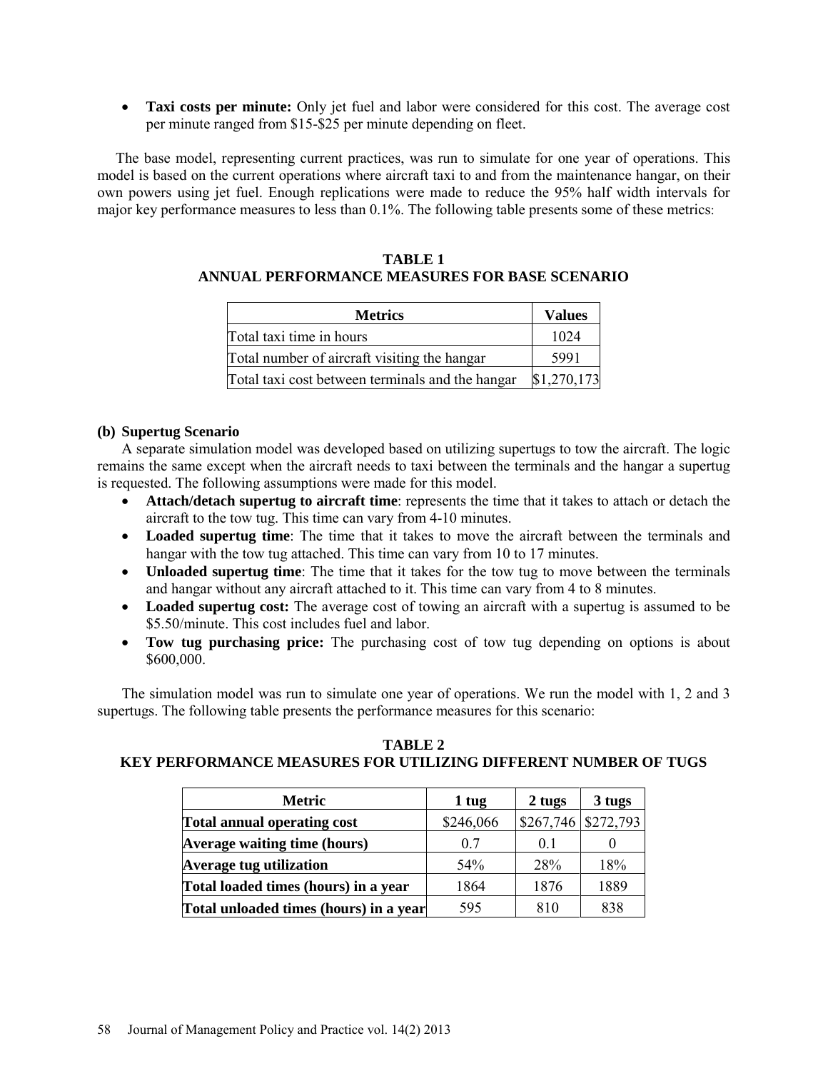- **Taxi costs per minute:** Only jet fuel and labor were considered for this cost. The average cost per minute ranged from \$15-\$25 per minute depending on fleet.

The base model, representing current practices, was run to simulate for one year of operations. This model is based on the current operations where aircraft taxi to and from the maintenance hangar, on their own powers using jet fuel. Enough replications were made to reduce the 95% half width intervals for major key performance measures to less than 0.1%. The following table presents some of these metrics:

**TABLE 1**
**ANNUAL PERFORMANCE MEASURES FOR BASE SCENARIO**

| Metrics | Values |
|---|---|
| Total taxi time in hours | 1024 |
| Total number of aircraft visiting the hangar | 5991 |
| Total taxi cost between terminals and the hangar | \$1,270,173 |

### (b) Supertug Scenario

A separate simulation model was developed based on utilizing supertugs to tow the aircraft. The logic remains the same except when the aircraft needs to taxi between the terminals and the hangar a supertug is requested. The following assumptions were made for this model.

- **Attach/detach supertug to aircraft time**: represents the time that it takes to attach or detach the aircraft to the tow tug. This time can vary from 4-10 minutes.
- **Loaded supertug time**: The time that it takes to move the aircraft between the terminals and hangar with the tow tug attached. This time can vary from 10 to 17 minutes.
- **Unloaded supertug time**: The time that it takes for the tow tug to move between the terminals and hangar without any aircraft attached to it. This time can vary from 4 to 8 minutes.
- **Loaded supertug cost:** The average cost of towing an aircraft with a supertug is assumed to be \$5.50/minute. This cost includes fuel and labor.
- **Tow tug purchasing price:** The purchasing cost of tow tug depending on options is about \$600,000.

The simulation model was run to simulate one year of operations. We run the model with 1, 2 and 3 supertugs. The following table presents the performance measures for this scenario:

**TABLE 2**
**KEY PERFORMANCE MEASURES FOR UTILIZING DIFFERENT NUMBER OF TUGS**

| Metric | 1 tug | 2 tugs | 3 tugs |
|---|---|---|---|
| **Total annual operating cost** | \$246,066 | \$267,746 | \$272,793 |
| **Average waiting time (hours)** | 0.7 | 0.1 | 0 |
| **Average tug utilization** | 54% | 28% | 18% |
| **Total loaded times (hours) in a year** | 1864 | 1876 | 1889 |
| **Total unloaded times (hours) in a year** | 595 | 810 | 838 |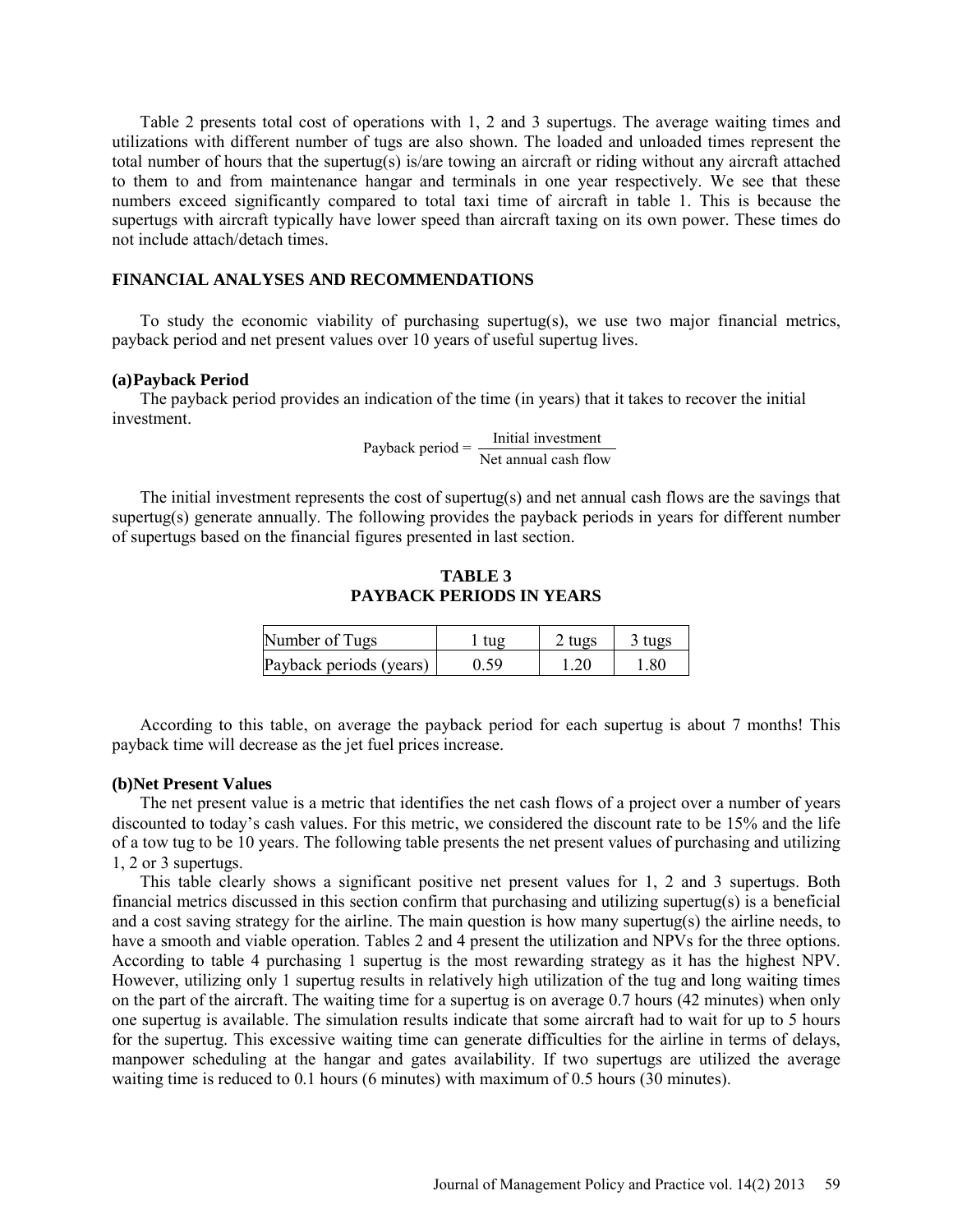Table 2 presents total cost of operations with 1, 2 and 3 supertugs. The average waiting times and utilizations with different number of tugs are also shown. The loaded and unloaded times represent the total number of hours that the supertug(s) is/are towing an aircraft or riding without any aircraft attached to them to and from maintenance hangar and terminals in one year respectively. We see that these numbers exceed significantly compared to total taxi time of aircraft in table 1. This is because the supertugs with aircraft typically have lower speed than aircraft taxing on its own power. These times do not include attach/detach times.

## FINANCIAL ANALYSES AND RECOMMENDATIONS

To study the economic viability of purchasing supertug(s), we use two major financial metrics, payback period and net present values over 10 years of useful supertug lives.

### (a) Payback Period

The payback period provides an indication of the time (in years) that it takes to recover the initial investment.

$$\text{Payback period} = \frac{\text{Initial investment}}{\text{Net annual cash flow}}$$

The initial investment represents the cost of supertug(s) and net annual cash flows are the savings that supertug(s) generate annually. The following provides the payback periods in years for different number of supertugs based on the financial figures presented in last section.

**TABLE 3**
**PAYBACK PERIODS IN YEARS**

| Number of Tugs | 1 tug | 2 tugs | 3 tugs |
|---|---|---|---|
| Payback periods (years) | 0.59 | 1.20 | 1.80 |

According to this table, on average the payback period for each supertug is about 7 months! This payback time will decrease as the jet fuel prices increase.

### (b) Net Present Values

The net present value is a metric that identifies the net cash flows of a project over a number of years discounted to today's cash values. For this metric, we considered the discount rate to be 15% and the life of a tow tug to be 10 years. The following table presents the net present values of purchasing and utilizing 1, 2 or 3 supertugs.

This table clearly shows a significant positive net present values for 1, 2 and 3 supertugs. Both financial metrics discussed in this section confirm that purchasing and utilizing supertug(s) is a beneficial and a cost saving strategy for the airline. The main question is how many supertug(s) the airline needs, to have a smooth and viable operation. Tables 2 and 4 present the utilization and NPVs for the three options. According to table 4 purchasing 1 supertug is the most rewarding strategy as it has the highest NPV. However, utilizing only 1 supertug results in relatively high utilization of the tug and long waiting times on the part of the aircraft. The waiting time for a supertug is on average 0.7 hours (42 minutes) when only one supertug is available. The simulation results indicate that some aircraft had to wait for up to 5 hours for the supertug. This excessive waiting time can generate difficulties for the airline in terms of delays, manpower scheduling at the hangar and gates availability. If two supertugs are utilized the average waiting time is reduced to 0.1 hours (6 minutes) with maximum of 0.5 hours (30 minutes).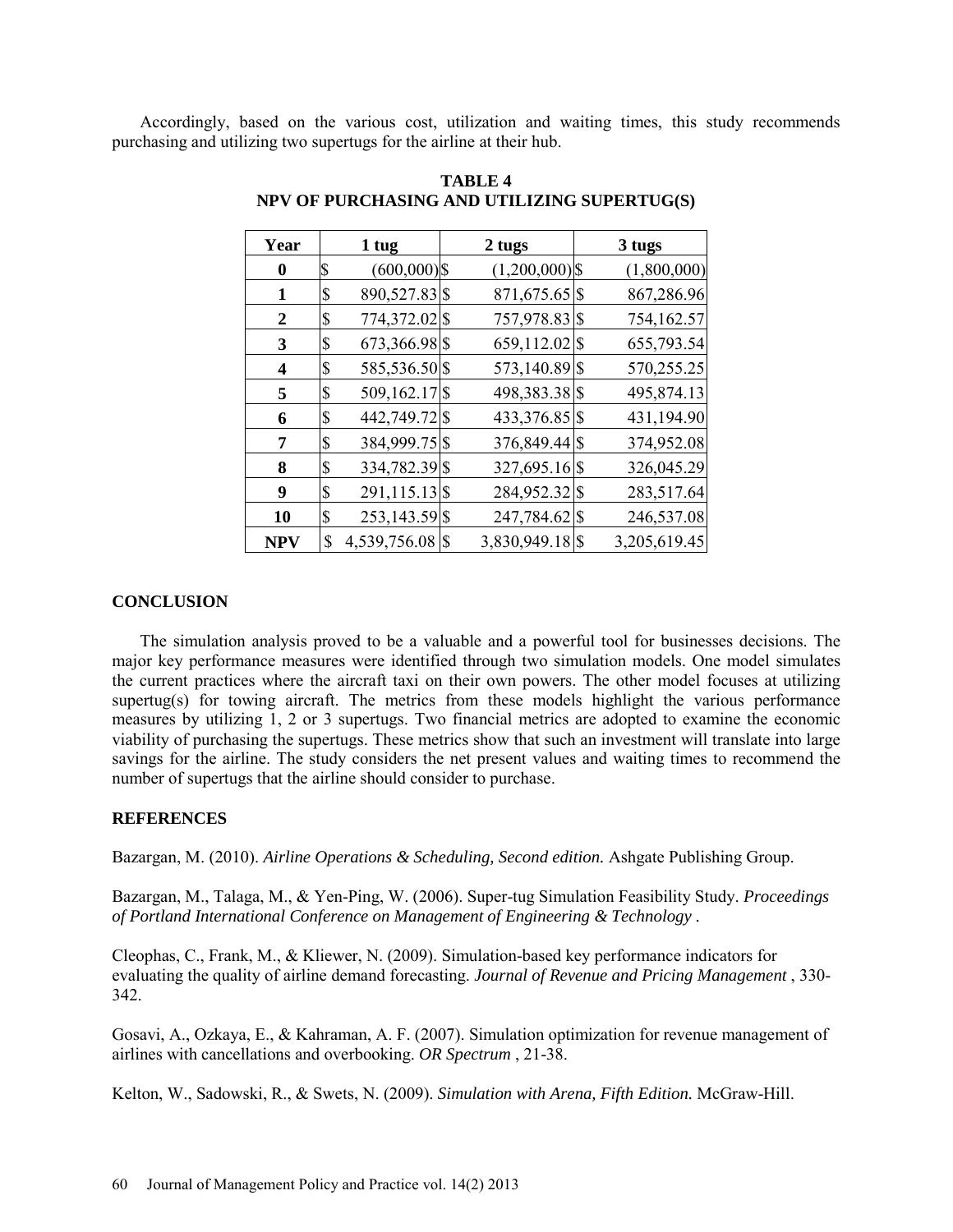Accordingly, based on the various cost, utilization and waiting times, this study recommends purchasing and utilizing two supertugs for the airline at their hub.

**TABLE 4**
**NPV OF PURCHASING AND UTILIZING SUPERTUG(S)**

| Year | 1 tug | 2 tugs | 3 tugs |
|---|---|---|---|
| **0** | $ (600,000) | $ (1,200,000) | $ (1,800,000) |
| **1** | $ 890,527.83 | $ 871,675.65 | $ 867,286.96 |
| **2** | $ 774,372.02 | $ 757,978.83 | $ 754,162.57 |
| **3** | $ 673,366.98 | $ 659,112.02 | $ 655,793.54 |
| **4** | $ 585,536.50 | $ 573,140.89 | $ 570,255.25 |
| **5** | $ 509,162.17 | $ 498,383.38 | $ 495,874.13 |
| **6** | $ 442,749.72 | $ 433,376.85 | $ 431,194.90 |
| **7** | $ 384,999.75 | $ 376,849.44 | $ 374,952.08 |
| **8** | $ 334,782.39 | $ 327,695.16 | $ 326,045.29 |
| **9** | $ 291,115.13 | $ 284,952.32 | $ 283,517.64 |
| **10** | $ 253,143.59 | $ 247,784.62 | $ 246,537.08 |
| **NPV** | $ 4,539,756.08 | $ 3,830,949.18 | $ 3,205,619.45 |

## CONCLUSION

The simulation analysis proved to be a valuable and a powerful tool for businesses decisions. The major key performance measures were identified through two simulation models. One model simulates the current practices where the aircraft taxi on their own powers. The other model focuses at utilizing supertug(s) for towing aircraft. The metrics from these models highlight the various performance measures by utilizing 1, 2 or 3 supertugs. Two financial metrics are adopted to examine the economic viability of purchasing the supertugs. These metrics show that such an investment will translate into large savings for the airline. The study considers the net present values and waiting times to recommend the number of supertugs that the airline should consider to purchase.

## REFERENCES

Bazargan, M. (2010). *Airline Operations & Scheduling, Second edition.* Ashgate Publishing Group.

Bazargan, M., Talaga, M., & Yen-Ping, W. (2006). Super-tug Simulation Feasibility Study. *Proceedings of Portland International Conference on Management of Engineering & Technology* .

Cleophas, C., Frank, M., & Kliewer, N. (2009). Simulation-based key performance indicators for evaluating the quality of airline demand forecasting. *Journal of Revenue and Pricing Management* , 330-342.

Gosavi, A., Ozkaya, E., & Kahraman, A. F. (2007). Simulation optimization for revenue management of airlines with cancellations and overbooking. *OR Spectrum* , 21-38.

Kelton, W., Sadowski, R., & Swets, N. (2009). *Simulation with Arena, Fifth Edition.* McGraw-Hill.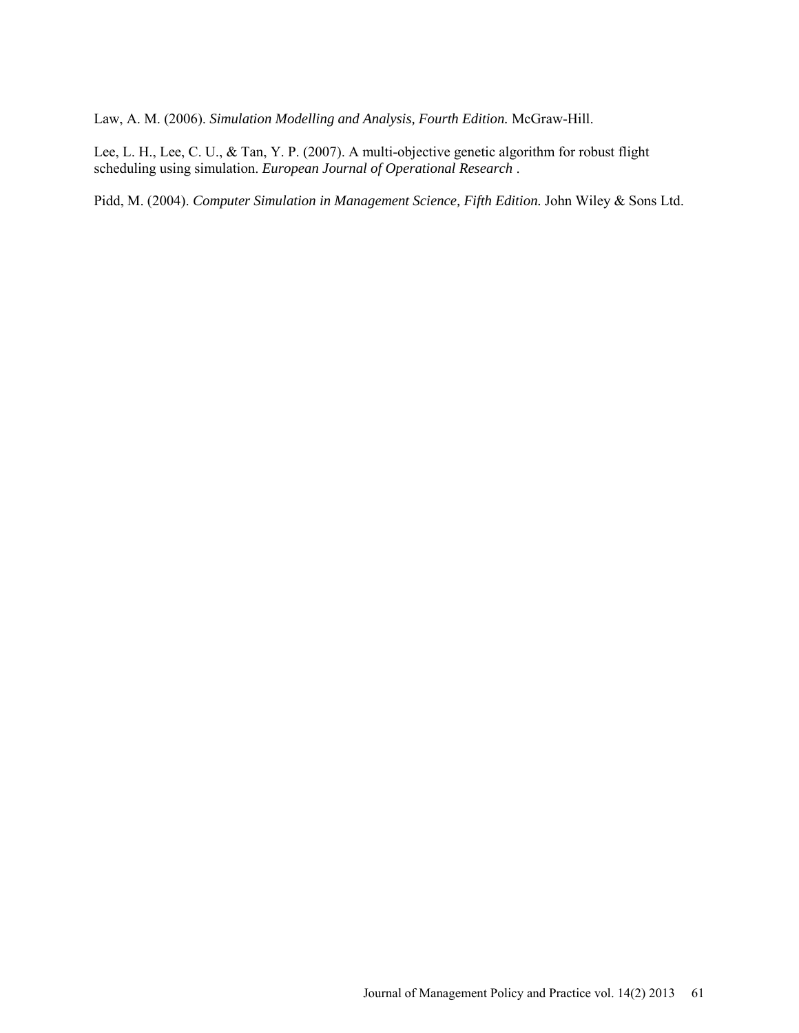Law, A. M. (2006). *Simulation Modelling and Analysis, Fourth Edition.* McGraw-Hill.

Lee, L. H., Lee, C. U., & Tan, Y. P. (2007). A multi-objective genetic algorithm for robust flight scheduling using simulation. *European Journal of Operational Research* .

Pidd, M. (2004). *Computer Simulation in Management Science, Fifth Edition.* John Wiley & Sons Ltd.